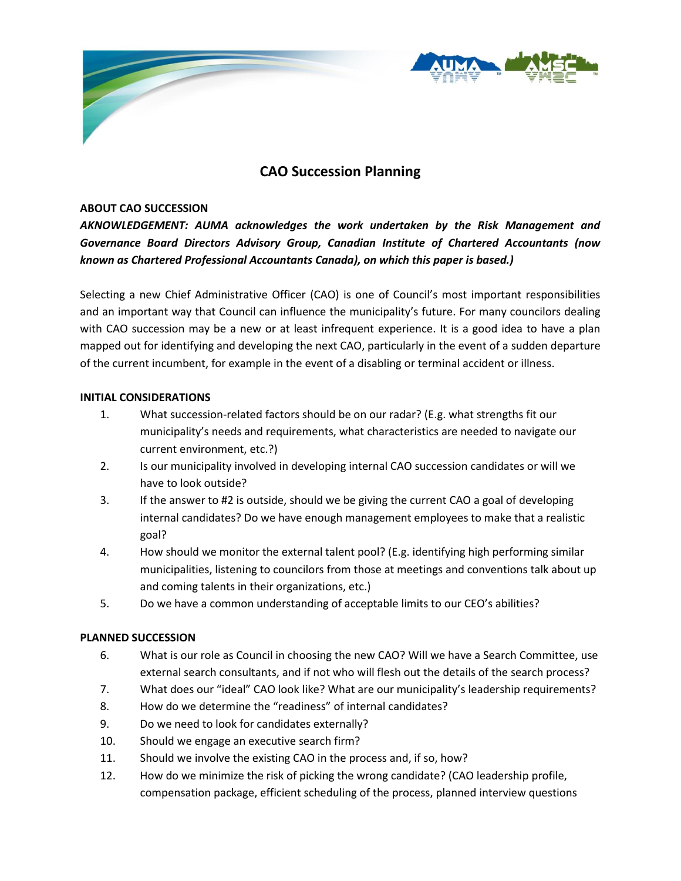# CAO Succession Planning

## ABOUT CAO SUCCESSION

***AKNOWLEDGEMENT: AUMA acknowledges the work undertaken by the Risk Management and Governance Board Directors Advisory Group, Canadian Institute of Chartered Accountants (now known as Chartered Professional Accountants Canada), on which this paper is based.)***

Selecting a new Chief Administrative Officer (CAO) is one of Council's most important responsibilities and an important way that Council can influence the municipality's future. For many councilors dealing with CAO succession may be a new or at least infrequent experience. It is a good idea to have a plan mapped out for identifying and developing the next CAO, particularly in the event of a sudden departure of the current incumbent, for example in the event of a disabling or terminal accident or illness.

## INITIAL CONSIDERATIONS

1. What succession-related factors should be on our radar? (E.g. what strengths fit our municipality's needs and requirements, what characteristics are needed to navigate our current environment, etc.?)
2. Is our municipality involved in developing internal CAO succession candidates or will we have to look outside?
3. If the answer to #2 is outside, should we be giving the current CAO a goal of developing internal candidates? Do we have enough management employees to make that a realistic goal?
4. How should we monitor the external talent pool? (E.g. identifying high performing similar municipalities, listening to councilors from those at meetings and conventions talk about up and coming talents in their organizations, etc.)
5. Do we have a common understanding of acceptable limits to our CEO's abilities?

## PLANNED SUCCESSION

6. What is our role as Council in choosing the new CAO? Will we have a Search Committee, use external search consultants, and if not who will flesh out the details of the search process?
7. What does our "ideal" CAO look like? What are our municipality's leadership requirements?
8. How do we determine the "readiness" of internal candidates?
9. Do we need to look for candidates externally?
10. Should we engage an executive search firm?
11. Should we involve the existing CAO in the process and, if so, how?
12. How do we minimize the risk of picking the wrong candidate? (CAO leadership profile, compensation package, efficient scheduling of the process, planned interview questions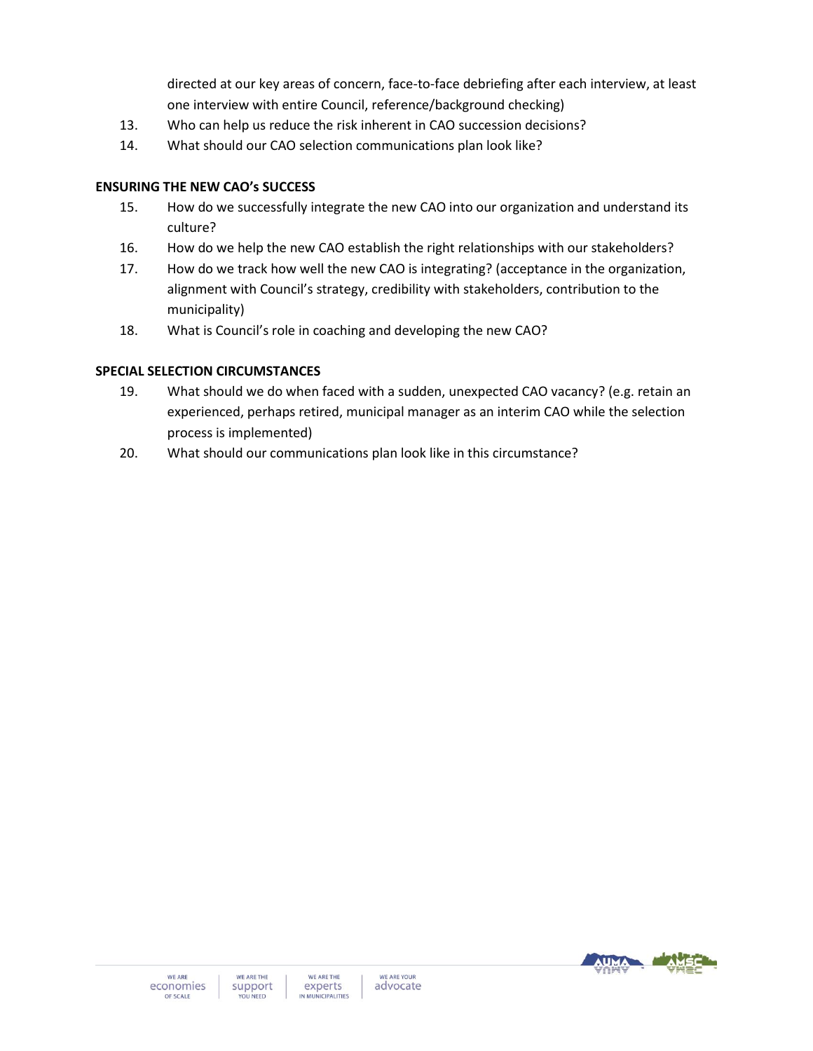directed at our key areas of concern, face-to-face debriefing after each interview, at least one interview with entire Council, reference/background checking)

13. Who can help us reduce the risk inherent in CAO succession decisions?
14. What should our CAO selection communications plan look like?

**ENSURING THE NEW CAO's SUCCESS**

15. How do we successfully integrate the new CAO into our organization and understand its culture?
16. How do we help the new CAO establish the right relationships with our stakeholders?
17. How do we track how well the new CAO is integrating? (acceptance in the organization, alignment with Council's strategy, credibility with stakeholders, contribution to the municipality)
18. What is Council's role in coaching and developing the new CAO?

**SPECIAL SELECTION CIRCUMSTANCES**

19. What should we do when faced with a sudden, unexpected CAO vacancy? (e.g. retain an experienced, perhaps retired, municipal manager as an interim CAO while the selection process is implemented)
20. What should our communications plan look like in this circumstance?